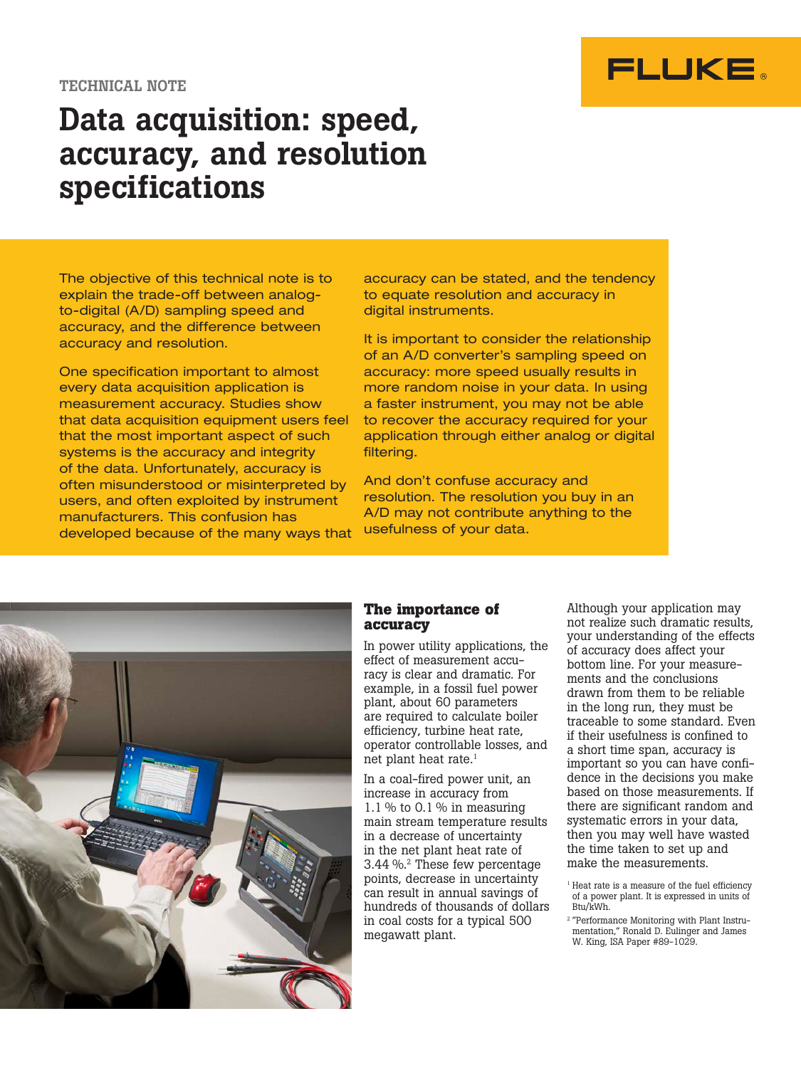TECHNICAL NOTE

# Data acquisition: speed, accuracy, and resolution specifications

The objective of this technical note is to explain the trade-off between analog-to-digital (A/D) sampling speed and accuracy, and the difference between accuracy and resolution.

One specification important to almost every data acquisition application is measurement accuracy. Studies show that data acquisition equipment users feel that the most important aspect of such systems is the accuracy and integrity of the data. Unfortunately, accuracy is often misunderstood or misinterpreted by users, and often exploited by instrument manufacturers. This confusion has developed because of the many ways that accuracy can be stated, and the tendency to equate resolution and accuracy in digital instruments.

It is important to consider the relationship of an A/D converter's sampling speed on accuracy: more speed usually results in more random noise in your data. In using a faster instrument, you may not be able to recover the accuracy required for your application through either analog or digital filtering.

And don't confuse accuracy and resolution. The resolution you buy in an A/D may not contribute anything to the usefulness of your data.

## The importance of accuracy

In power utility applications, the effect of measurement accuracy is clear and dramatic. For example, in a fossil fuel power plant, about 60 parameters are required to calculate boiler efficiency, turbine heat rate, operator controllable losses, and net plant heat rate.[1]

In a coal-fired power unit, an increase in accuracy from 1.1 % to 0.1 % in measuring main stream temperature results in a decrease of uncertainty in the net plant heat rate of 3.44 %.[2] These few percentage points, decrease in uncertainty can result in annual savings of hundreds of thousands of dollars in coal costs for a typical 500 megawatt plant.

Although your application may not realize such dramatic results, your understanding of the effects of accuracy does affect your bottom line. For your measurements and the conclusions drawn from them to be reliable in the long run, they must be traceable to some standard. Even if their usefulness is confined to a short time span, accuracy is important so you can have confidence in the decisions you make based on those measurements. If there are significant random and systematic errors in your data, then you may well have wasted the time taken to set up and make the measurements.

[1] Heat rate is a measure of the fuel efficiency of a power plant. It is expressed in units of Btu/kWh.

[2] "Performance Monitoring with Plant Instrumentation," Ronald D. Eulinger and James W. King, ISA Paper #89-1029.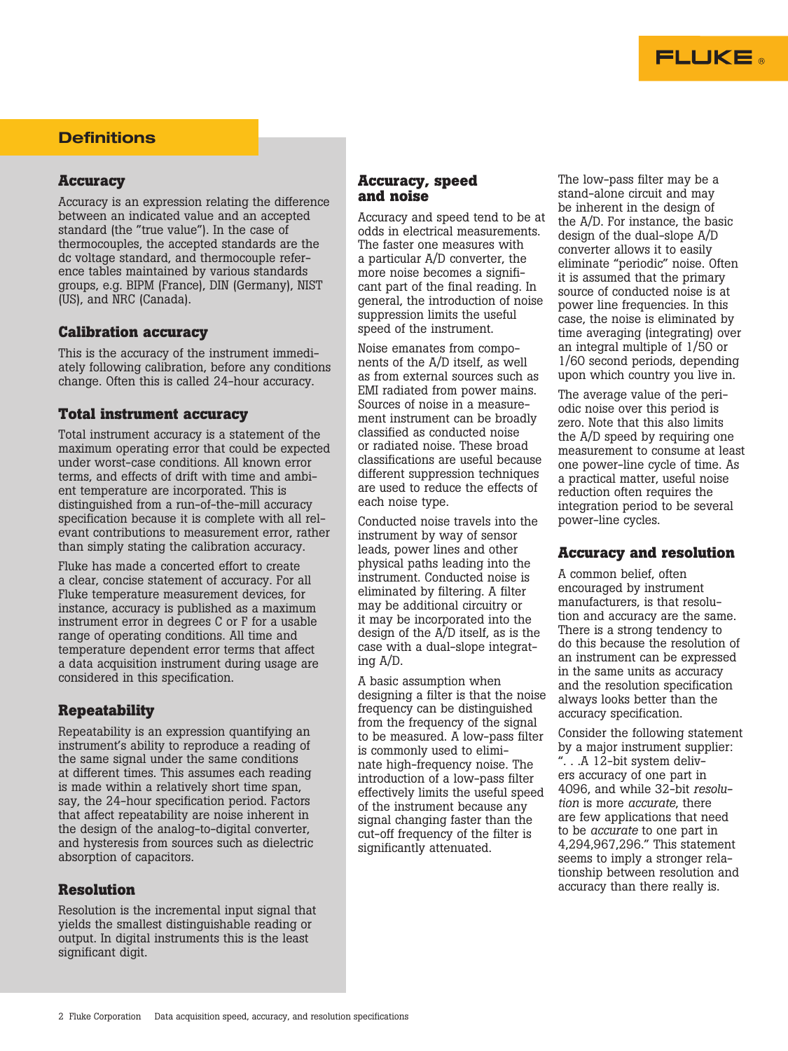## Definitions

### Accuracy

Accuracy is an expression relating the difference between an indicated value and an accepted standard (the "true value"). In the case of thermocouples, the accepted standards are the dc voltage standard, and thermocouple reference tables maintained by various standards groups, e.g. BIPM (France), DIN (Germany), NIST (US), and NRC (Canada).

### Calibration accuracy

This is the accuracy of the instrument immediately following calibration, before any conditions change. Often this is called 24-hour accuracy.

### Total instrument accuracy

Total instrument accuracy is a statement of the maximum operating error that could be expected under worst-case conditions. All known error terms, and effects of drift with time and ambient temperature are incorporated. This is distinguished from a run-of-the-mill accuracy specification because it is complete with all relevant contributions to measurement error, rather than simply stating the calibration accuracy.

Fluke has made a concerted effort to create a clear, concise statement of accuracy. For all Fluke temperature measurement devices, for instance, accuracy is published as a maximum instrument error in degrees C or F for a usable range of operating conditions. All time and temperature dependent error terms that affect a data acquisition instrument during usage are considered in this specification.

### Repeatability

Repeatability is an expression quantifying an instrument's ability to reproduce a reading of the same signal under the same conditions at different times. This assumes each reading is made within a relatively short time span, say, the 24-hour specification period. Factors that affect repeatability are noise inherent in the design of the analog-to-digital converter, and hysteresis from sources such as dielectric absorption of capacitors.

### Resolution

Resolution is the incremental input signal that yields the smallest distinguishable reading or output. In digital instruments this is the least significant digit.

## Accuracy, speed and noise

Accuracy and speed tend to be at odds in electrical measurements. The faster one measures with a particular A/D converter, the more noise becomes a significant part of the final reading. In general, the introduction of noise suppression limits the useful speed of the instrument.

Noise emanates from components of the A/D itself, as well as from external sources such as EMI radiated from power mains. Sources of noise in a measurement instrument can be broadly classified as conducted noise or radiated noise. These broad classifications are useful because different suppression techniques are used to reduce the effects of each noise type.

Conducted noise travels into the instrument by way of sensor leads, power lines and other physical paths leading into the instrument. Conducted noise is eliminated by filtering. A filter may be additional circuitry or it may be incorporated into the design of the A/D itself, as is the case with a dual-slope integrating A/D.

A basic assumption when designing a filter is that the noise frequency can be distinguished from the frequency of the signal to be measured. A low-pass filter is commonly used to eliminate high-frequency noise. The introduction of a low-pass filter effectively limits the useful speed of the instrument because any signal changing faster than the cut-off frequency of the filter is significantly attenuated.

The low-pass filter may be a stand-alone circuit and may be inherent in the design of the A/D. For instance, the basic design of the dual-slope A/D converter allows it to easily eliminate "periodic" noise. Often it is assumed that the primary source of conducted noise is at power line frequencies. In this case, the noise is eliminated by time averaging (integrating) over an integral multiple of 1/50 or 1/60 second periods, depending upon which country you live in.

The average value of the periodic noise over this period is zero. Note that this also limits the A/D speed by requiring one measurement to consume at least one power-line cycle of time. As a practical matter, useful noise reduction often requires the integration period to be several power-line cycles.

## Accuracy and resolution

A common belief, often encouraged by instrument manufacturers, is that resolution and accuracy are the same. There is a strong tendency to do this because the resolution of an instrument can be expressed in the same units as accuracy and the resolution specification always looks better than the accuracy specification.

Consider the following statement by a major instrument supplier: ". . .A 12-bit system delivers accuracy of one part in 4096, and while 32-bit *resolution* is more *accurate*, there are few applications that need to be *accurate* to one part in 4,294,967,296." This statement seems to imply a stronger relationship between resolution and accuracy than there really is.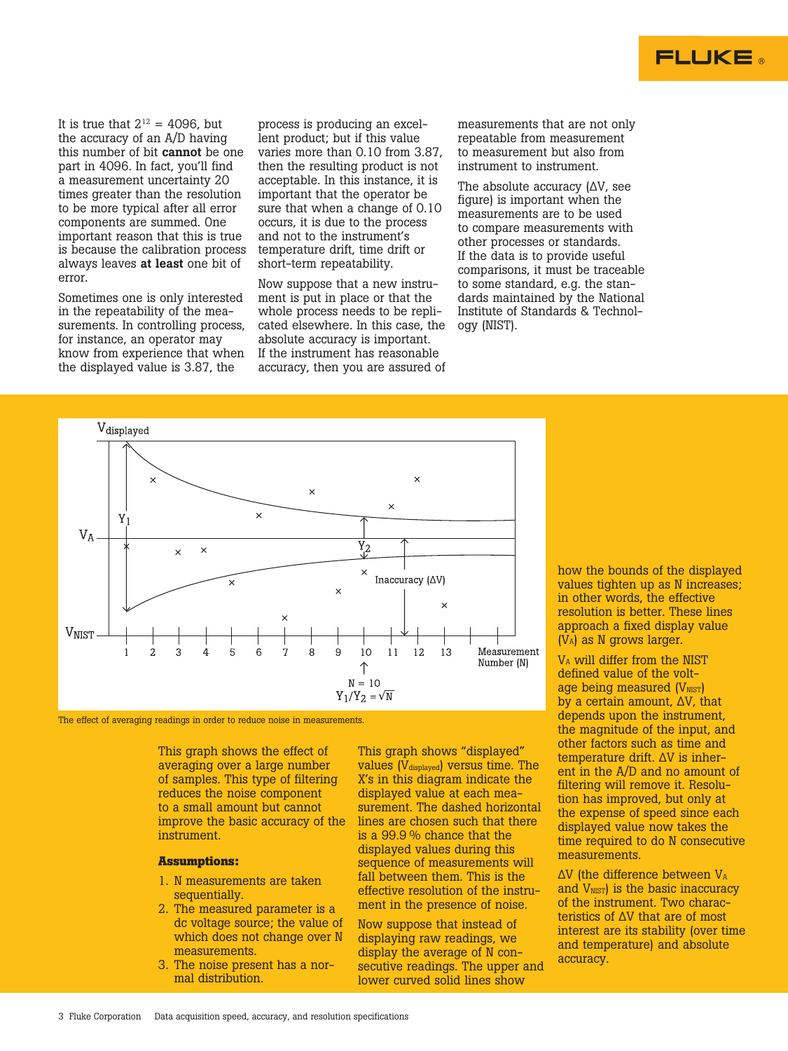It is true that $2^{12}$ = 4096, but the accuracy of an A/D having this number of bit **cannot** be one part in 4096. In fact, you'll find a measurement uncertainty 20 times greater than the resolution to be more typical after all error components are summed. One important reason that this is true is because the calibration process always leaves **at least** one bit of error.

Sometimes one is only interested in the repeatability of the measurements. In controlling process, for instance, an operator may know from experience that when the displayed value is 3.87, the process is producing an excellent product; but if this value varies more than 0.10 from 3.87, then the resulting product is not acceptable. In this instance, it is important that the operator be sure that when a change of 0.10 occurs, it is due to the process and not to the instrument's temperature drift, time drift or short-term repeatability.

Now suppose that a new instrument is put in place or that the whole process needs to be replicated elsewhere. In this case, the absolute accuracy is important. If the instrument has reasonable accuracy, then you are assured of measurements that are not only repeatable from measurement to measurement but also from instrument to instrument.

The absolute accuracy (ΔV, see figure) is important when the measurements are to be used to compare measurements with other processes or standards. If the data is to provide useful comparisons, it must be traceable to some standard, e.g. the standards maintained by the National Institute of Standards & Technology (NIST).

The effect of averaging readings in order to reduce noise in measurements.

This graph shows the effect of averaging over a large number of samples. This type of filtering reduces the noise component to a small amount but cannot improve the basic accuracy of the instrument.

**Assumptions:**

1. N measurements are taken sequentially.
2. The measured parameter is a dc voltage source; the value of which does not change over N measurements.
3. The noise present has a normal distribution.

This graph shows "displayed" values ($V_{displayed}$) versus time. The X's in this diagram indicate the displayed value at each measurement. The dashed horizontal lines are chosen such that there is a 99.9 % chance that the displayed values during this sequence of measurements will fall between them. This is the effective resolution of the instrument in the presence of noise.

Now suppose that instead of displaying raw readings, we display the average of N consecutive readings. The upper and lower curved solid lines show how the bounds of the displayed values tighten up as N increases; in other words, the effective resolution is better. These lines approach a fixed display value ($V_A$) as N grows larger.

$V_A$ will differ from the NIST defined value of the voltage being measured ($V_{NIST}$) by a certain amount, ΔV, that depends upon the instrument, the magnitude of the input, and other factors such as time and temperature drift. ΔV is inherent in the A/D and no amount of filtering will remove it. Resolution has improved, but only at the expense of speed since each displayed value now takes the time required to do N consecutive measurements.

ΔV (the difference between $V_A$ and $V_{NIST}$) is the basic inaccuracy of the instrument. Two characteristics of ΔV that are of most interest are its stability (over time and temperature) and absolute accuracy.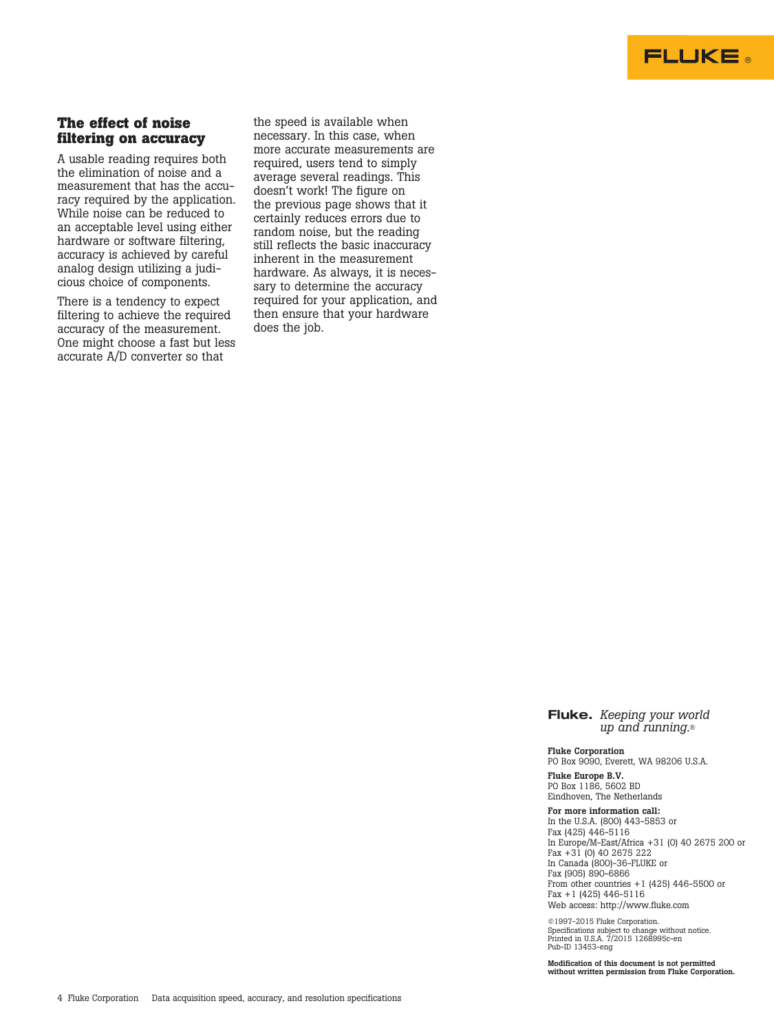## The effect of noise filtering on accuracy

A usable reading requires both the elimination of noise and a measurement that has the accuracy required by the application. While noise can be reduced to an acceptable level using either hardware or software filtering, accuracy is achieved by careful analog design utilizing a judicious choice of components.

There is a tendency to expect filtering to achieve the required accuracy of the measurement. One might choose a fast but less accurate A/D converter so that the speed is available when necessary. In this case, when more accurate measurements are required, users tend to simply average several readings. This doesn't work! The figure on the previous page shows that it certainly reduces errors due to random noise, but the reading still reflects the basic inaccuracy inherent in the measurement hardware. As always, it is necessary to determine the accuracy required for your application, and then ensure that your hardware does the job.

**Fluke.** *Keeping your world up and running.®*

**Fluke Corporation**
PO Box 9090, Everett, WA 98206 U.S.A.

**Fluke Europe B.V.**
PO Box 1186, 5602 BD
Eindhoven, The Netherlands

**For more information call:**
In the U.S.A. (800) 443-5853 or
Fax (425) 446-5116
In Europe/M-East/Africa +31 (0) 40 2675 200 or
Fax +31 (0) 40 2675 222
In Canada (800)-36-FLUKE or
Fax (905) 890-6866
From other countries +1 (425) 446-5500 or
Fax +1 (425) 446-5116
Web access: http://www.fluke.com

©1997-2015 Fluke Corporation.
Specifications subject to change without notice.
Printed in U.S.A. 7/2015 1268995c-en
Pub-ID 13453-eng

**Modification of this document is not permitted without written permission from Fluke Corporation.**